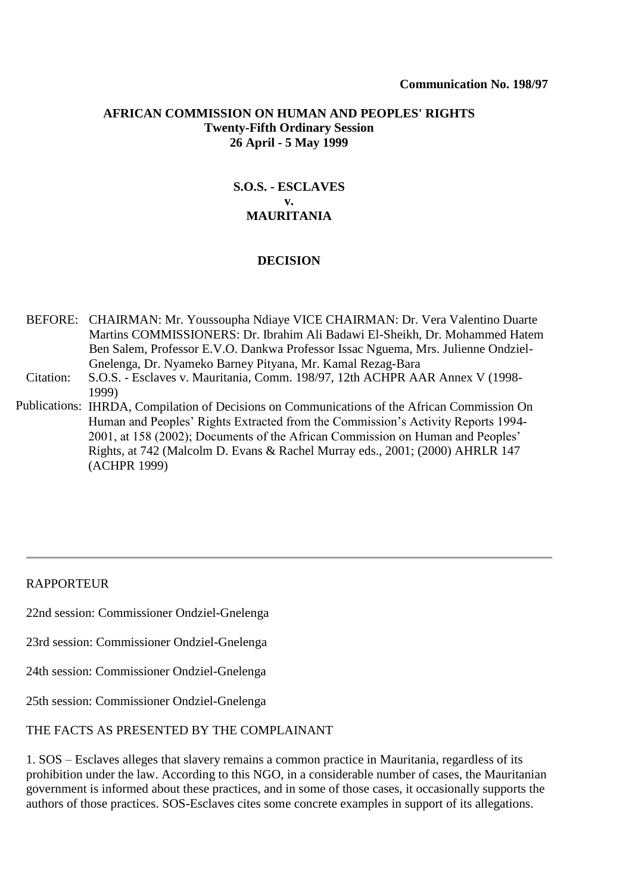**Communication No. 198/97**

**AFRICAN COMMISSION ON HUMAN AND PEOPLES' RIGHTS**
**Twenty-Fifth Ordinary Session**
**26 April - 5 May 1999**

**S.O.S. - ESCLAVES**
**v.**
**MAURITANIA**

**DECISION**

| | |
|---|---|
| BEFORE: | CHAIRMAN: Mr. Youssoupha Ndiaye VICE CHAIRMAN: Dr. Vera Valentino Duarte Martins COMMISSIONERS: Dr. Ibrahim Ali Badawi El-Sheikh, Dr. Mohammed Hatem Ben Salem, Professor E.V.O. Dankwa Professor Issac Nguema, Mrs. Julienne Ondziel-Gnelenga, Dr. Nyameko Barney Pityana, Mr. Kamal Rezag-Bara |
| Citation: | S.O.S. - Esclaves v. Mauritania, Comm. 198/97, 12th ACHPR AAR Annex V (1998-1999) |
| Publications: | IHRDA, Compilation of Decisions on Communications of the African Commission On Human and Peoples' Rights Extracted from the Commission's Activity Reports 1994-2001, at 158 (2002); Documents of the African Commission on Human and Peoples' Rights, at 742 (Malcolm D. Evans & Rachel Murray eds., 2001; (2000) AHRLR 147 (ACHPR 1999) |

---

RAPPORTEUR

22nd session: Commissioner Ondziel-Gnelenga

23rd session: Commissioner Ondziel-Gnelenga

24th session: Commissioner Ondziel-Gnelenga

25th session: Commissioner Ondziel-Gnelenga

THE FACTS AS PRESENTED BY THE COMPLAINANT

1. SOS – Esclaves alleges that slavery remains a common practice in Mauritania, regardless of its prohibition under the law. According to this NGO, in a considerable number of cases, the Mauritanian government is informed about these practices, and in some of those cases, it occasionally supports the authors of those practices. SOS-Esclaves cites some concrete examples in support of its allegations.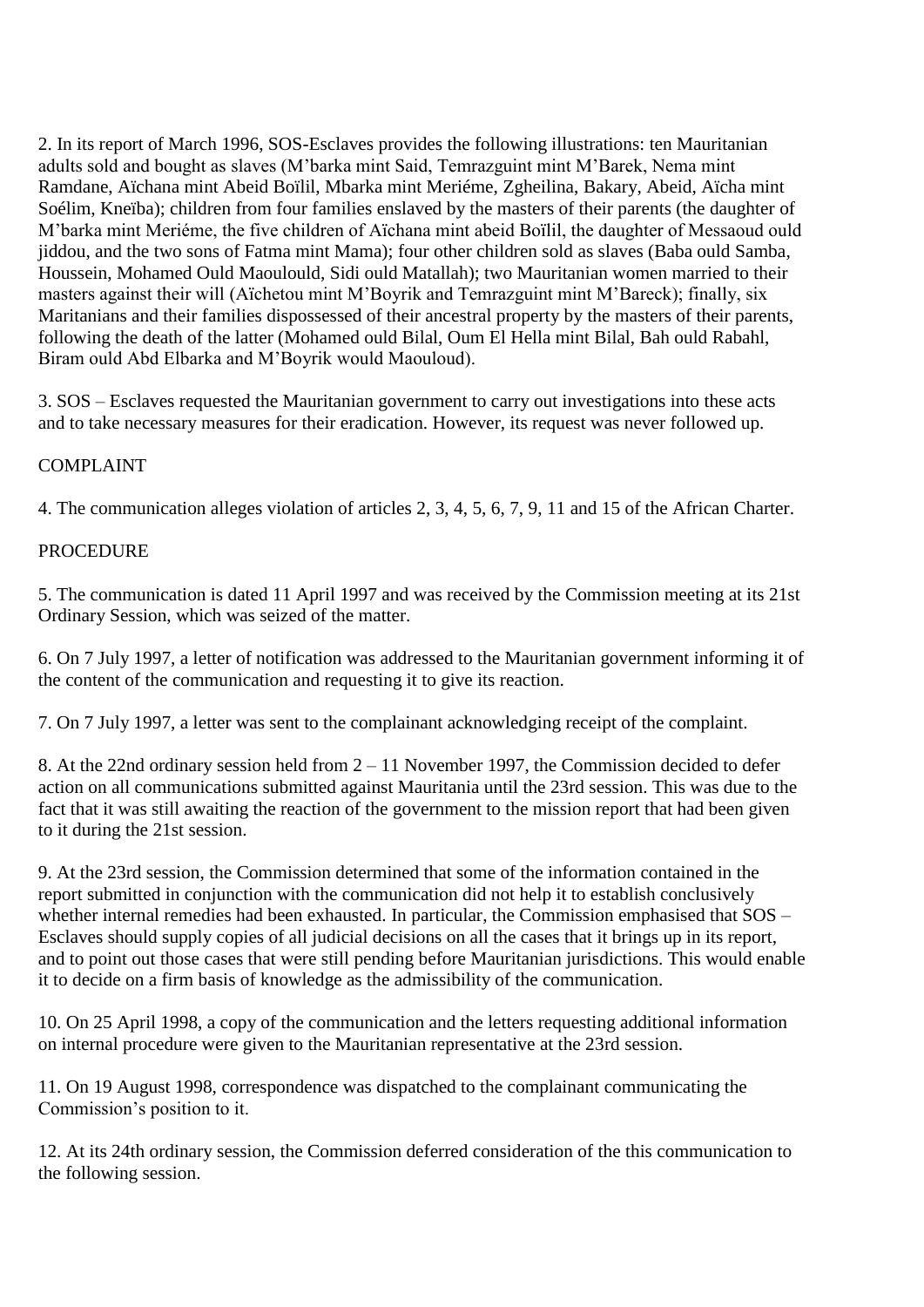2. In its report of March 1996, SOS-Esclaves provides the following illustrations: ten Mauritanian adults sold and bought as slaves (M'barka mint Said, Temrazguint mint M'Barek, Nema mint Ramdane, Aïchana mint Abeid Boïlil, Mbarka mint Meriéme, Zgheilina, Bakary, Abeid, Aïcha mint Soélim, Kneïba); children from four families enslaved by the masters of their parents (the daughter of M'barka mint Meriéme, the five children of Aïchana mint abeid Boïlil, the daughter of Messaoud ould jiddou, and the two sons of Fatma mint Mama); four other children sold as slaves (Baba ould Samba, Houssein, Mohamed Ould Maoulould, Sidi ould Matallah); two Mauritanian women married to their masters against their will (Aïchetou mint M'Boyrik and Temrazguint mint M'Bareck); finally, six Maritanians and their families dispossessed of their ancestral property by the masters of their parents, following the death of the latter (Mohamed ould Bilal, Oum El Hella mint Bilal, Bah ould Rabahl, Biram ould Abd Elbarka and M'Boyrik would Maouloud).

3. SOS – Esclaves requested the Mauritanian government to carry out investigations into these acts and to take necessary measures for their eradication. However, its request was never followed up.

COMPLAINT

4. The communication alleges violation of articles 2, 3, 4, 5, 6, 7, 9, 11 and 15 of the African Charter.

PROCEDURE

5. The communication is dated 11 April 1997 and was received by the Commission meeting at its 21st Ordinary Session, which was seized of the matter.

6. On 7 July 1997, a letter of notification was addressed to the Mauritanian government informing it of the content of the communication and requesting it to give its reaction.

7. On 7 July 1997, a letter was sent to the complainant acknowledging receipt of the complaint.

8. At the 22nd ordinary session held from 2 – 11 November 1997, the Commission decided to defer action on all communications submitted against Mauritania until the 23rd session. This was due to the fact that it was still awaiting the reaction of the government to the mission report that had been given to it during the 21st session.

9. At the 23rd session, the Commission determined that some of the information contained in the report submitted in conjunction with the communication did not help it to establish conclusively whether internal remedies had been exhausted. In particular, the Commission emphasised that SOS – Esclaves should supply copies of all judicial decisions on all the cases that it brings up in its report, and to point out those cases that were still pending before Mauritanian jurisdictions. This would enable it to decide on a firm basis of knowledge as the admissibility of the communication.

10. On 25 April 1998, a copy of the communication and the letters requesting additional information on internal procedure were given to the Mauritanian representative at the 23rd session.

11. On 19 August 1998, correspondence was dispatched to the complainant communicating the Commission's position to it.

12. At its 24th ordinary session, the Commission deferred consideration of the this communication to the following session.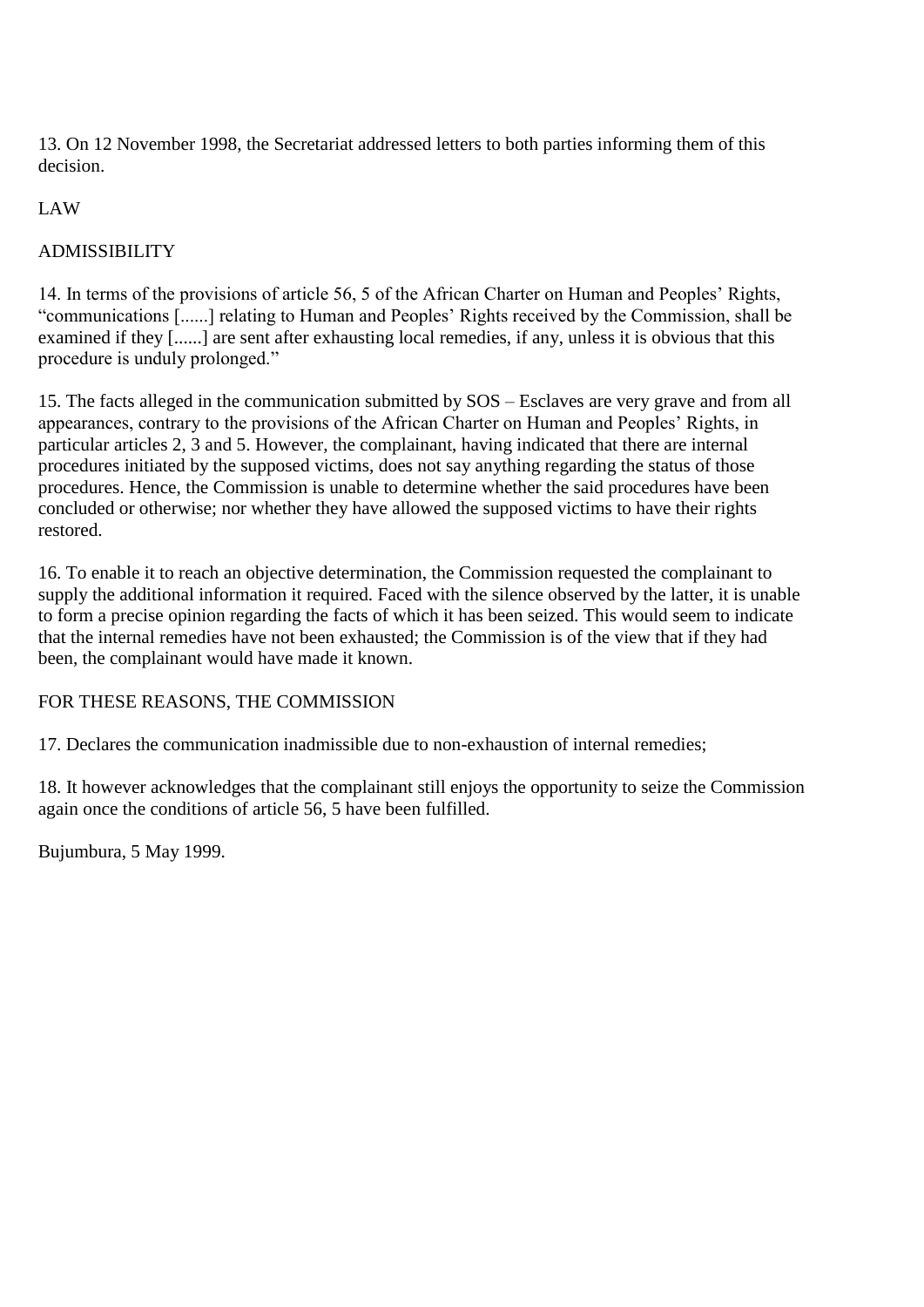13. On 12 November 1998, the Secretariat addressed letters to both parties informing them of this decision.

LAW

ADMISSIBILITY

14. In terms of the provisions of article 56, 5 of the African Charter on Human and Peoples' Rights, "communications [......] relating to Human and Peoples' Rights received by the Commission, shall be examined if they [......] are sent after exhausting local remedies, if any, unless it is obvious that this procedure is unduly prolonged."

15. The facts alleged in the communication submitted by SOS – Esclaves are very grave and from all appearances, contrary to the provisions of the African Charter on Human and Peoples' Rights, in particular articles 2, 3 and 5. However, the complainant, having indicated that there are internal procedures initiated by the supposed victims, does not say anything regarding the status of those procedures. Hence, the Commission is unable to determine whether the said procedures have been concluded or otherwise; nor whether they have allowed the supposed victims to have their rights restored.

16. To enable it to reach an objective determination, the Commission requested the complainant to supply the additional information it required. Faced with the silence observed by the latter, it is unable to form a precise opinion regarding the facts of which it has been seized. This would seem to indicate that the internal remedies have not been exhausted; the Commission is of the view that if they had been, the complainant would have made it known.

FOR THESE REASONS, THE COMMISSION

17. Declares the communication inadmissible due to non-exhaustion of internal remedies;

18. It however acknowledges that the complainant still enjoys the opportunity to seize the Commission again once the conditions of article 56, 5 have been fulfilled.

Bujumbura, 5 May 1999.